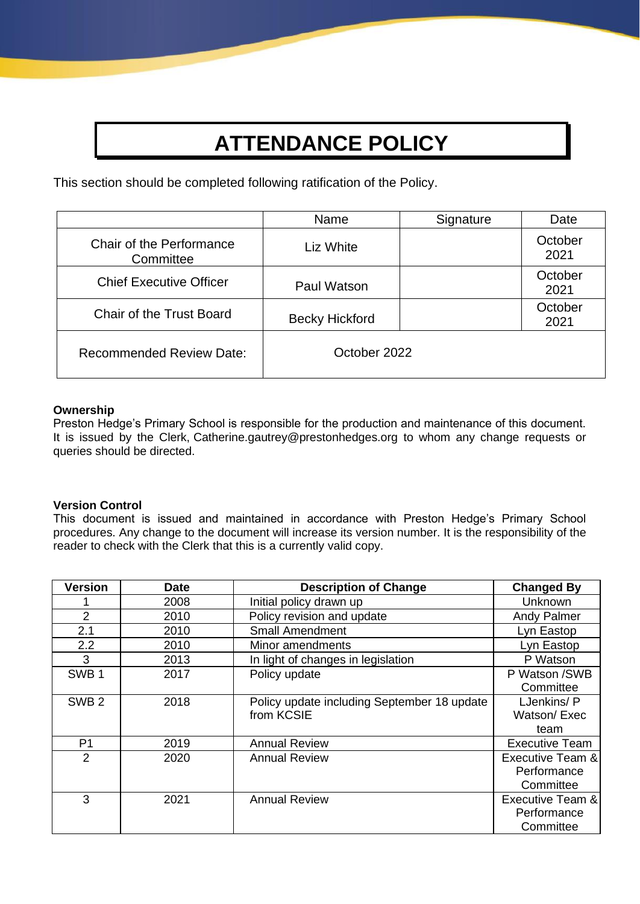# ATTENDANCE POLICY

This section should be completed following ratification of the Policy.

| | Name | Signature | Date |
|---|---|---|---|
| Chair of the Performance Committee | Liz White | | October 2021 |
| Chief Executive Officer | Paul Watson | | October 2021 |
| Chair of the Trust Board | Becky Hickford | | October 2021 |
| Recommended Review Date: | October 2022 | | |

**Ownership**

Preston Hedge's Primary School is responsible for the production and maintenance of this document. It is issued by the Clerk, Catherine.gautrey@prestonhedges.org to whom any change requests or queries should be directed.

**Version Control**

This document is issued and maintained in accordance with Preston Hedge's Primary School procedures. Any change to the document will increase its version number. It is the responsibility of the reader to check with the Clerk that this is a currently valid copy.

| Version | Date | Description of Change | Changed By |
|---|---|---|---|
| 1 | 2008 | Initial policy drawn up | Unknown |
| 2 | 2010 | Policy revision and update | Andy Palmer |
| 2.1 | 2010 | Small Amendment | Lyn Eastop |
| 2.2 | 2010 | Minor amendments | Lyn Eastop |
| 3 | 2013 | In light of changes in legislation | P Watson |
| SWB 1 | 2017 | Policy update | P Watson /SWB Committee |
| SWB 2 | 2018 | Policy update including September 18 update from KCSIE | LJenkins/ P Watson/ Exec team |
| P1 | 2019 | Annual Review | Executive Team |
| 2 | 2020 | Annual Review | Executive Team & Performance Committee |
| 3 | 2021 | Annual Review | Executive Team & Performance Committee |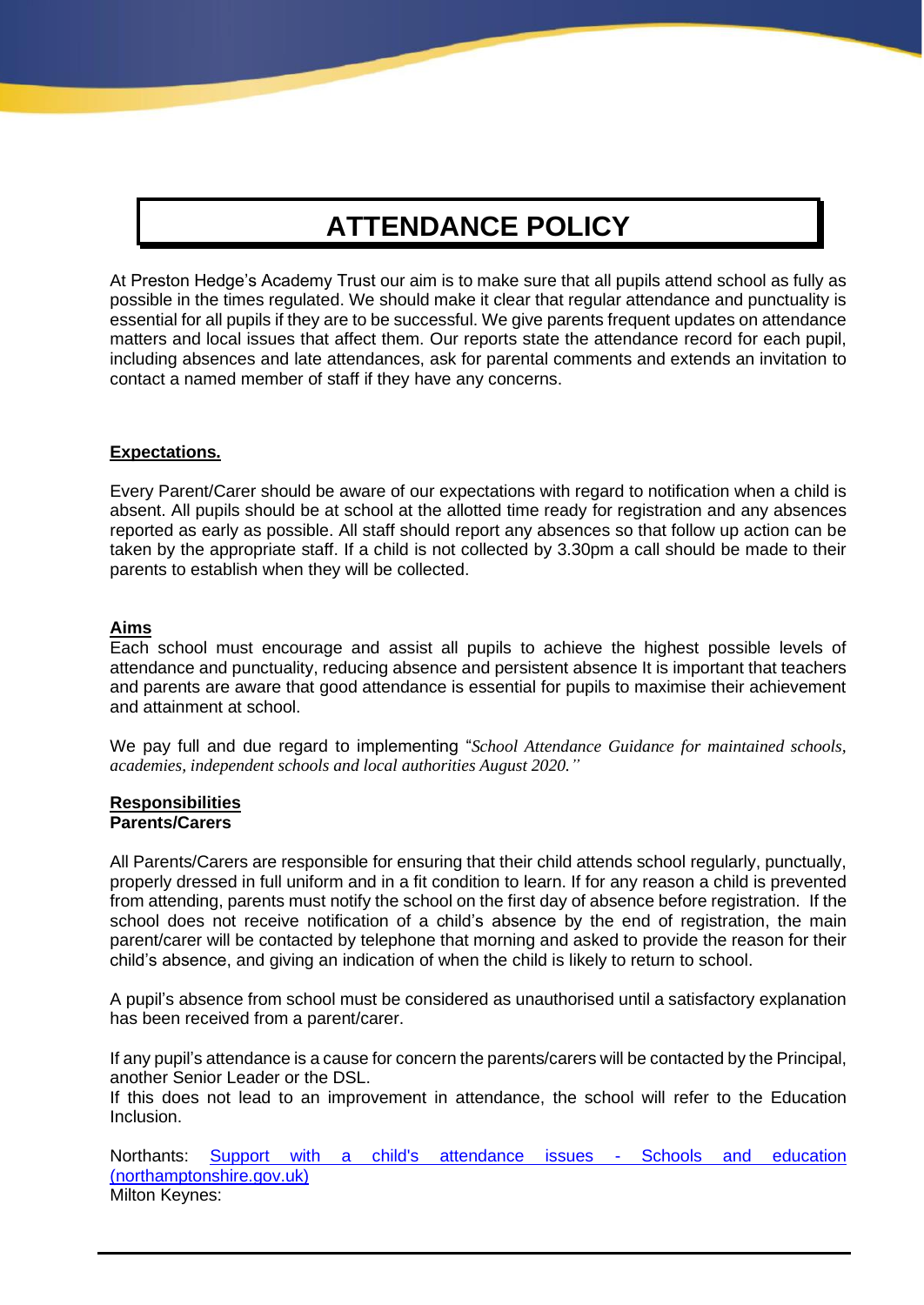# ATTENDANCE POLICY

At Preston Hedge's Academy Trust our aim is to make sure that all pupils attend school as fully as possible in the times regulated. We should make it clear that regular attendance and punctuality is essential for all pupils if they are to be successful. We give parents frequent updates on attendance matters and local issues that affect them. Our reports state the attendance record for each pupil, including absences and late attendances, ask for parental comments and extends an invitation to contact a named member of staff if they have any concerns.

## Expectations.

Every Parent/Carer should be aware of our expectations with regard to notification when a child is absent. All pupils should be at school at the allotted time ready for registration and any absences reported as early as possible. All staff should report any absences so that follow up action can be taken by the appropriate staff. If a child is not collected by 3.30pm a call should be made to their parents to establish when they will be collected.

## Aims

Each school must encourage and assist all pupils to achieve the highest possible levels of attendance and punctuality, reducing absence and persistent absence It is important that teachers and parents are aware that good attendance is essential for pupils to maximise their achievement and attainment at school.

We pay full and due regard to implementing "*School Attendance Guidance for maintained schools, academies, independent schools and local authorities August 2020."*

## Responsibilities

### Parents/Carers

All Parents/Carers are responsible for ensuring that their child attends school regularly, punctually, properly dressed in full uniform and in a fit condition to learn. If for any reason a child is prevented from attending, parents must notify the school on the first day of absence before registration. If the school does not receive notification of a child's absence by the end of registration, the main parent/carer will be contacted by telephone that morning and asked to provide the reason for their child's absence, and giving an indication of when the child is likely to return to school.

A pupil's absence from school must be considered as unauthorised until a satisfactory explanation has been received from a parent/carer.

If any pupil's attendance is a cause for concern the parents/carers will be contacted by the Principal, another Senior Leader or the DSL.
If this does not lead to an improvement in attendance, the school will refer to the Education Inclusion.

Northants: Support with a child's attendance issues - Schools and education (northamptonshire.gov.uk)
Milton Keynes: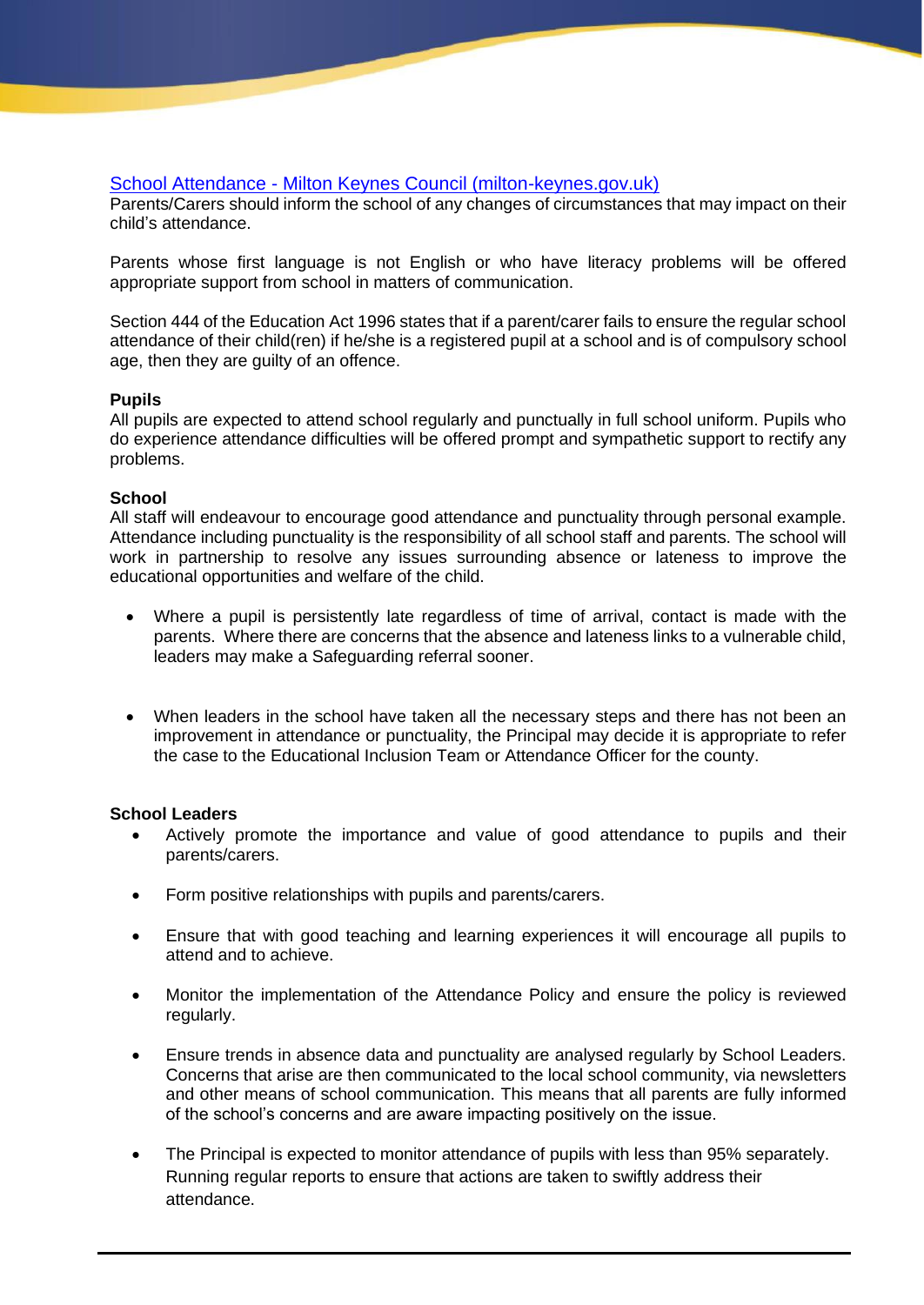[School Attendance - Milton Keynes Council (milton-keynes.gov.uk)](School Attendance - Milton Keynes Council (milton-keynes.gov.uk))
Parents/Carers should inform the school of any changes of circumstances that may impact on their child's attendance.

Parents whose first language is not English or who have literacy problems will be offered appropriate support from school in matters of communication.

Section 444 of the Education Act 1996 states that if a parent/carer fails to ensure the regular school attendance of their child(ren) if he/she is a registered pupil at a school and is of compulsory school age, then they are guilty of an offence.

**Pupils**
All pupils are expected to attend school regularly and punctually in full school uniform. Pupils who do experience attendance difficulties will be offered prompt and sympathetic support to rectify any problems.

**School**
All staff will endeavour to encourage good attendance and punctuality through personal example. Attendance including punctuality is the responsibility of all school staff and parents. The school will work in partnership to resolve any issues surrounding absence or lateness to improve the educational opportunities and welfare of the child.

- Where a pupil is persistently late regardless of time of arrival, contact is made with the parents. Where there are concerns that the absence and lateness links to a vulnerable child, leaders may make a Safeguarding referral sooner.

- When leaders in the school have taken all the necessary steps and there has not been an improvement in attendance or punctuality, the Principal may decide it is appropriate to refer the case to the Educational Inclusion Team or Attendance Officer for the county.

**School Leaders**

- Actively promote the importance and value of good attendance to pupils and their parents/carers.
- Form positive relationships with pupils and parents/carers.
- Ensure that with good teaching and learning experiences it will encourage all pupils to attend and to achieve.
- Monitor the implementation of the Attendance Policy and ensure the policy is reviewed regularly.
- Ensure trends in absence data and punctuality are analysed regularly by School Leaders. Concerns that arise are then communicated to the local school community, via newsletters and other means of school communication. This means that all parents are fully informed of the school's concerns and are aware impacting positively on the issue.
- The Principal is expected to monitor attendance of pupils with less than 95% separately. Running regular reports to ensure that actions are taken to swiftly address their attendance.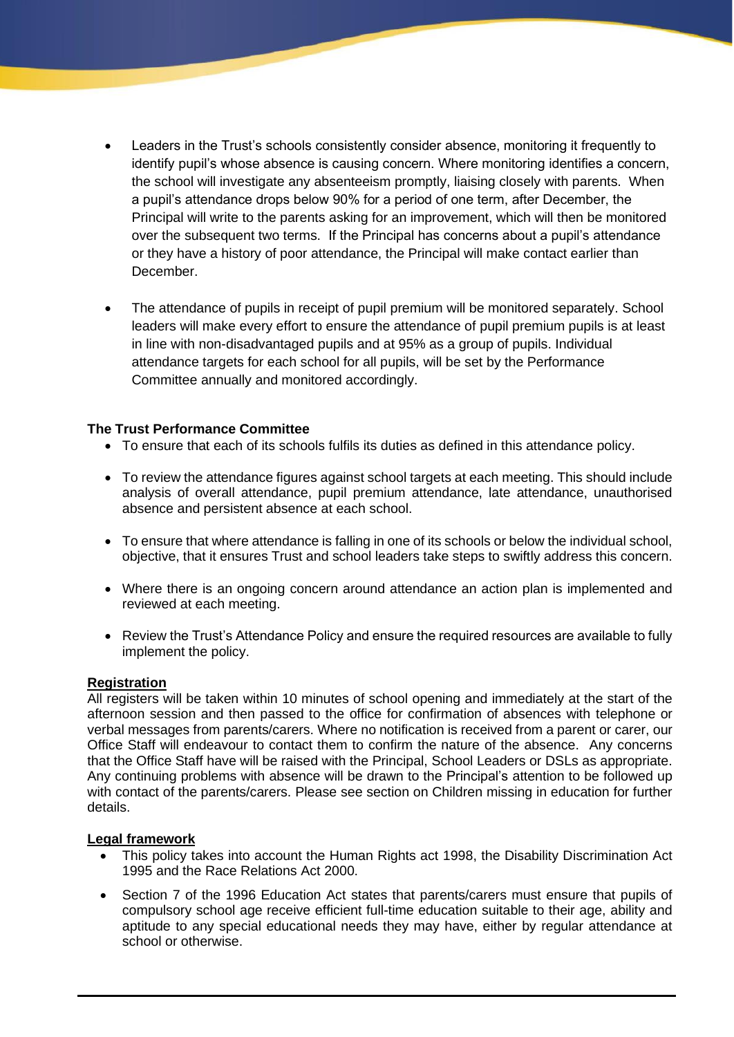- Leaders in the Trust's schools consistently consider absence, monitoring it frequently to identify pupil's whose absence is causing concern. Where monitoring identifies a concern, the school will investigate any absenteeism promptly, liaising closely with parents. When a pupil's attendance drops below 90% for a period of one term, after December, the Principal will write to the parents asking for an improvement, which will then be monitored over the subsequent two terms. If the Principal has concerns about a pupil's attendance or they have a history of poor attendance, the Principal will make contact earlier than December.

- The attendance of pupils in receipt of pupil premium will be monitored separately. School leaders will make every effort to ensure the attendance of pupil premium pupils is at least in line with non-disadvantaged pupils and at 95% as a group of pupils. Individual attendance targets for each school for all pupils, will be set by the Performance Committee annually and monitored accordingly.

**The Trust Performance Committee**

- To ensure that each of its schools fulfils its duties as defined in this attendance policy.
- To review the attendance figures against school targets at each meeting. This should include analysis of overall attendance, pupil premium attendance, late attendance, unauthorised absence and persistent absence at each school.
- To ensure that where attendance is falling in one of its schools or below the individual school, objective, that it ensures Trust and school leaders take steps to swiftly address this concern.
- Where there is an ongoing concern around attendance an action plan is implemented and reviewed at each meeting.
- Review the Trust's Attendance Policy and ensure the required resources are available to fully implement the policy.

**Registration**

All registers will be taken within 10 minutes of school opening and immediately at the start of the afternoon session and then passed to the office for confirmation of absences with telephone or verbal messages from parents/carers. Where no notification is received from a parent or carer, our Office Staff will endeavour to contact them to confirm the nature of the absence. Any concerns that the Office Staff have will be raised with the Principal, School Leaders or DSLs as appropriate. Any continuing problems with absence will be drawn to the Principal's attention to be followed up with contact of the parents/carers. Please see section on Children missing in education for further details.

**Legal framework**

- This policy takes into account the Human Rights act 1998, the Disability Discrimination Act 1995 and the Race Relations Act 2000.
- Section 7 of the 1996 Education Act states that parents/carers must ensure that pupils of compulsory school age receive efficient full-time education suitable to their age, ability and aptitude to any special educational needs they may have, either by regular attendance at school or otherwise.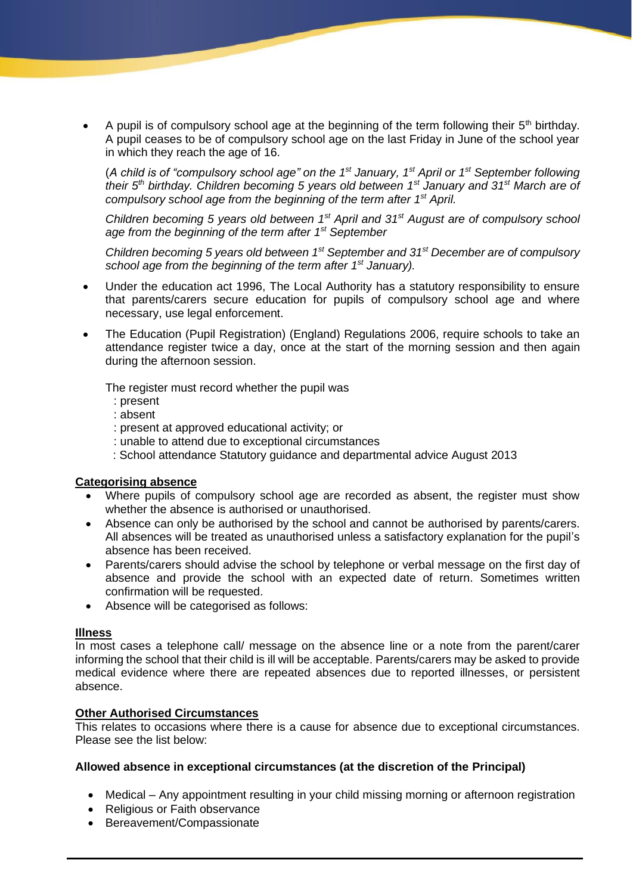- A pupil is of compulsory school age at the beginning of the term following their 5th birthday. A pupil ceases to be of compulsory school age on the last Friday in June of the school year in which they reach the age of 16.

  (*A child is of "compulsory school age" on the 1st January, 1st April or 1st September following their 5th birthday. Children becoming 5 years old between 1st January and 31st March are of compulsory school age from the beginning of the term after 1st April.*

  *Children becoming 5 years old between 1st April and 31st August are of compulsory school age from the beginning of the term after 1st September*

  *Children becoming 5 years old between 1st September and 31st December are of compulsory school age from the beginning of the term after 1st January).*

- Under the education act 1996, The Local Authority has a statutory responsibility to ensure that parents/carers secure education for pupils of compulsory school age and where necessary, use legal enforcement.

- The Education (Pupil Registration) (England) Regulations 2006, require schools to take an attendance register twice a day, once at the start of the morning session and then again during the afternoon session.

  The register must record whether the pupil was
  : present
  : absent
  : present at approved educational activity; or
  : unable to attend due to exceptional circumstances
  : School attendance Statutory guidance and departmental advice August 2013

## Categorising absence

- Where pupils of compulsory school age are recorded as absent, the register must show whether the absence is authorised or unauthorised.
- Absence can only be authorised by the school and cannot be authorised by parents/carers. All absences will be treated as unauthorised unless a satisfactory explanation for the pupil's absence has been received.
- Parents/carers should advise the school by telephone or verbal message on the first day of absence and provide the school with an expected date of return. Sometimes written confirmation will be requested.
- Absence will be categorised as follows:

## Illness

In most cases a telephone call/ message on the absence line or a note from the parent/carer informing the school that their child is ill will be acceptable. Parents/carers may be asked to provide medical evidence where there are repeated absences due to reported illnesses, or persistent absence.

## Other Authorised Circumstances

This relates to occasions where there is a cause for absence due to exceptional circumstances. Please see the list below:

**Allowed absence in exceptional circumstances (at the discretion of the Principal)**

- Medical – Any appointment resulting in your child missing morning or afternoon registration
- Religious or Faith observance
- Bereavement/Compassionate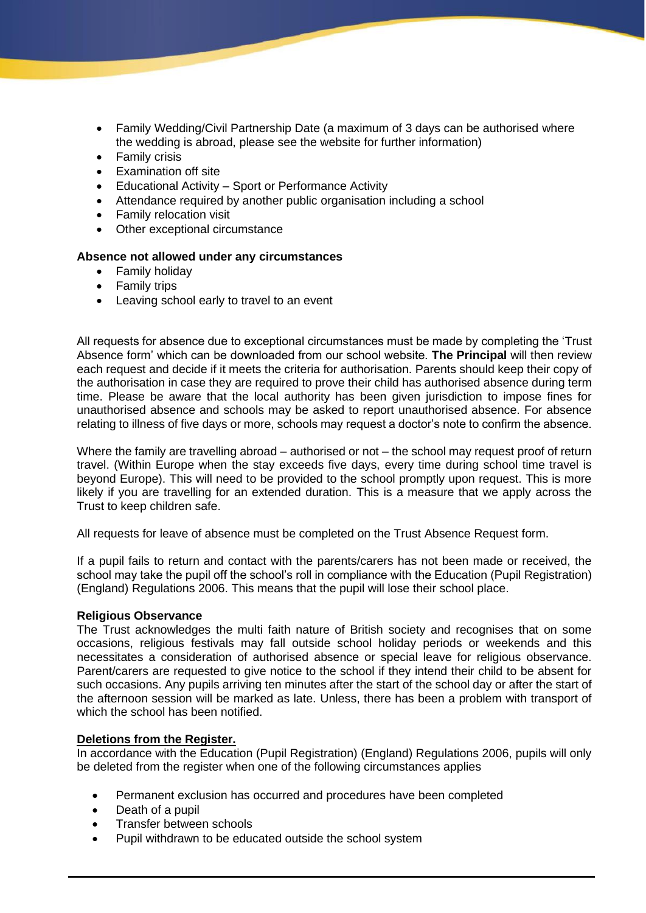- Family Wedding/Civil Partnership Date (a maximum of 3 days can be authorised where the wedding is abroad, please see the website for further information)
- Family crisis
- Examination off site
- Educational Activity – Sport or Performance Activity
- Attendance required by another public organisation including a school
- Family relocation visit
- Other exceptional circumstance

**Absence not allowed under any circumstances**

- Family holiday
- Family trips
- Leaving school early to travel to an event

All requests for absence due to exceptional circumstances must be made by completing the 'Trust Absence form' which can be downloaded from our school website. **The Principal** will then review each request and decide if it meets the criteria for authorisation. Parents should keep their copy of the authorisation in case they are required to prove their child has authorised absence during term time. Please be aware that the local authority has been given jurisdiction to impose fines for unauthorised absence and schools may be asked to report unauthorised absence. For absence relating to illness of five days or more, schools may request a doctor's note to confirm the absence.

Where the family are travelling abroad – authorised or not – the school may request proof of return travel. (Within Europe when the stay exceeds five days, every time during school time travel is beyond Europe). This will need to be provided to the school promptly upon request. This is more likely if you are travelling for an extended duration. This is a measure that we apply across the Trust to keep children safe.

All requests for leave of absence must be completed on the Trust Absence Request form.

If a pupil fails to return and contact with the parents/carers has not been made or received, the school may take the pupil off the school's roll in compliance with the Education (Pupil Registration) (England) Regulations 2006. This means that the pupil will lose their school place.

**Religious Observance**

The Trust acknowledges the multi faith nature of British society and recognises that on some occasions, religious festivals may fall outside school holiday periods or weekends and this necessitates a consideration of authorised absence or special leave for religious observance. Parent/carers are requested to give notice to the school if they intend their child to be absent for such occasions. Any pupils arriving ten minutes after the start of the school day or after the start of the afternoon session will be marked as late. Unless, there has been a problem with transport of which the school has been notified.

**Deletions from the Register.**

In accordance with the Education (Pupil Registration) (England) Regulations 2006, pupils will only be deleted from the register when one of the following circumstances applies

- Permanent exclusion has occurred and procedures have been completed
- Death of a pupil
- Transfer between schools
- Pupil withdrawn to be educated outside the school system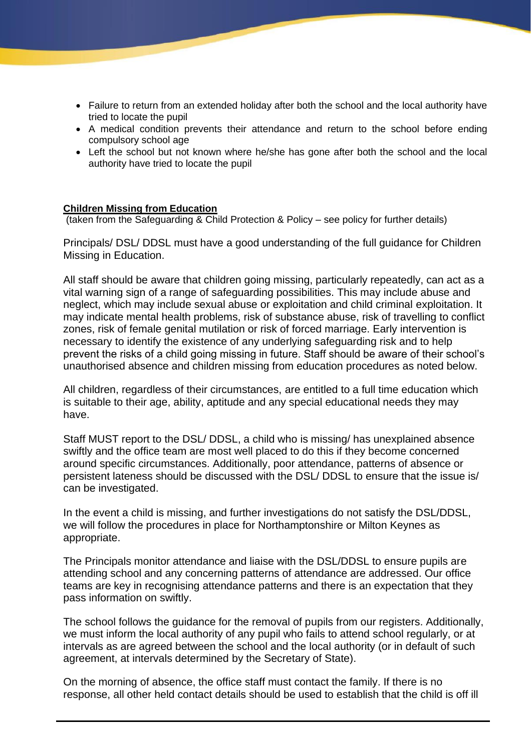- Failure to return from an extended holiday after both the school and the local authority have tried to locate the pupil
- A medical condition prevents their attendance and return to the school before ending compulsory school age
- Left the school but not known where he/she has gone after both the school and the local authority have tried to locate the pupil

**Children Missing from Education**
(taken from the Safeguarding & Child Protection & Policy – see policy for further details)

Principals/ DSL/ DDSL must have a good understanding of the full guidance for Children Missing in Education.

All staff should be aware that children going missing, particularly repeatedly, can act as a vital warning sign of a range of safeguarding possibilities. This may include abuse and neglect, which may include sexual abuse or exploitation and child criminal exploitation. It may indicate mental health problems, risk of substance abuse, risk of travelling to conflict zones, risk of female genital mutilation or risk of forced marriage. Early intervention is necessary to identify the existence of any underlying safeguarding risk and to help prevent the risks of a child going missing in future. Staff should be aware of their school's unauthorised absence and children missing from education procedures as noted below.

All children, regardless of their circumstances, are entitled to a full time education which is suitable to their age, ability, aptitude and any special educational needs they may have.

Staff MUST report to the DSL/ DDSL, a child who is missing/ has unexplained absence swiftly and the office team are most well placed to do this if they become concerned around specific circumstances. Additionally, poor attendance, patterns of absence or persistent lateness should be discussed with the DSL/ DDSL to ensure that the issue is/ can be investigated.

In the event a child is missing, and further investigations do not satisfy the DSL/DDSL, we will follow the procedures in place for Northamptonshire or Milton Keynes as appropriate.

The Principals monitor attendance and liaise with the DSL/DDSL to ensure pupils are attending school and any concerning patterns of attendance are addressed. Our office teams are key in recognising attendance patterns and there is an expectation that they pass information on swiftly.

The school follows the guidance for the removal of pupils from our registers. Additionally, we must inform the local authority of any pupil who fails to attend school regularly, or at intervals as are agreed between the school and the local authority (or in default of such agreement, at intervals determined by the Secretary of State).

On the morning of absence, the office staff must contact the family. If there is no response, all other held contact details should be used to establish that the child is off ill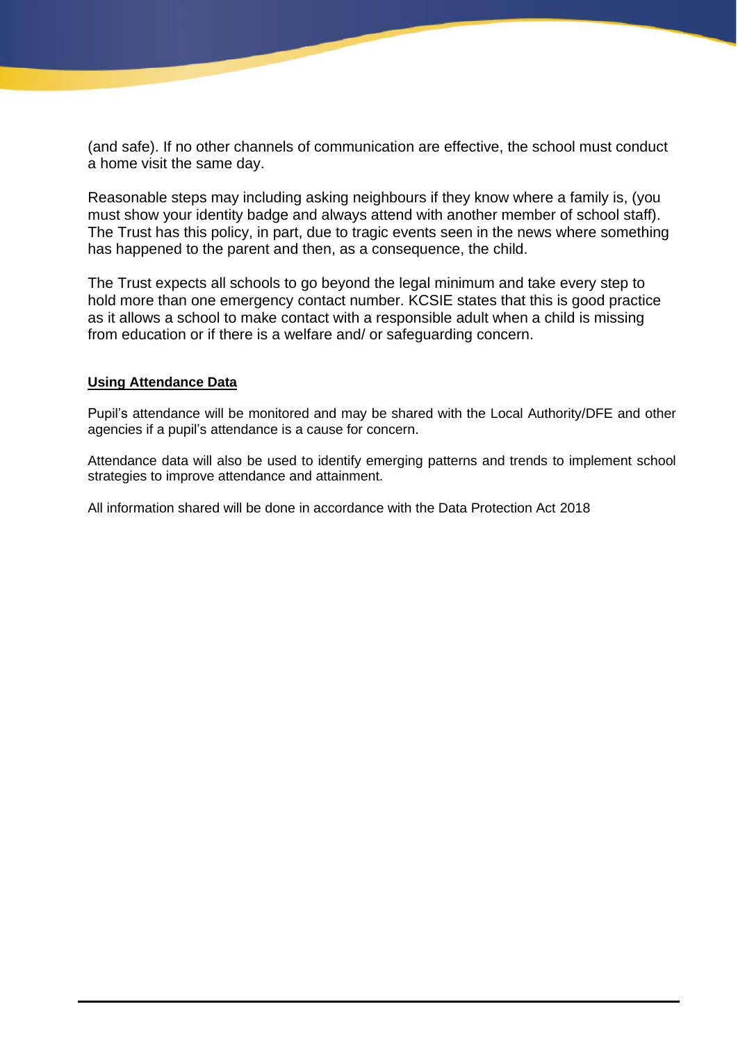(and safe). If no other channels of communication are effective, the school must conduct a home visit the same day.

Reasonable steps may including asking neighbours if they know where a family is, (you must show your identity badge and always attend with another member of school staff). The Trust has this policy, in part, due to tragic events seen in the news where something has happened to the parent and then, as a consequence, the child.

The Trust expects all schools to go beyond the legal minimum and take every step to hold more than one emergency contact number. KCSIE states that this is good practice as it allows a school to make contact with a responsible adult when a child is missing from education or if there is a welfare and/ or safeguarding concern.

**Using Attendance Data**

Pupil's attendance will be monitored and may be shared with the Local Authority/DFE and other agencies if a pupil's attendance is a cause for concern.

Attendance data will also be used to identify emerging patterns and trends to implement school strategies to improve attendance and attainment.

All information shared will be done in accordance with the Data Protection Act 2018